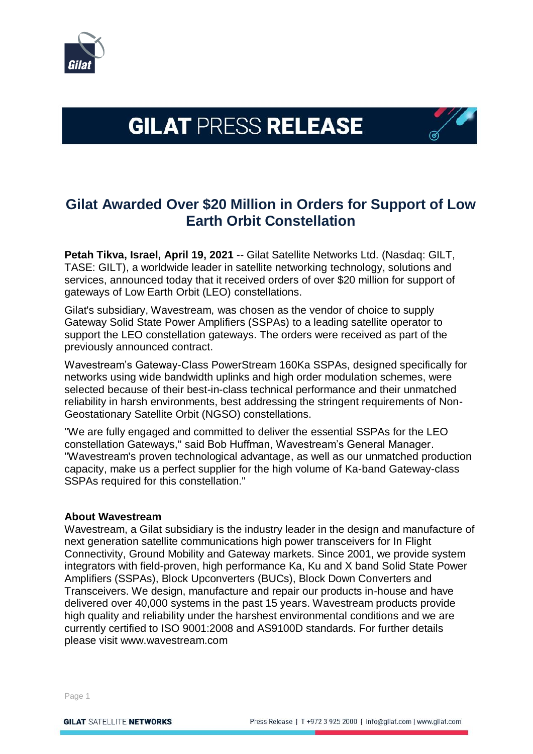# GILAT PRESS RELEASE

## Gilat Awarded Over $20 Million in Orders for Support of Low Earth Orbit Constellation

**Petah Tikva, Israel, April 19, 2021** -- Gilat Satellite Networks Ltd. (Nasdaq: GILT, TASE: GILT), a worldwide leader in satellite networking technology, solutions and services, announced today that it received orders of over $20 million for support of gateways of Low Earth Orbit (LEO) constellations.

Gilat's subsidiary, Wavestream, was chosen as the vendor of choice to supply Gateway Solid State Power Amplifiers (SSPAs) to a leading satellite operator to support the LEO constellation gateways. The orders were received as part of the previously announced contract.

Wavestream's Gateway-Class PowerStream 160Ka SSPAs, designed specifically for networks using wide bandwidth uplinks and high order modulation schemes, were selected because of their best-in-class technical performance and their unmatched reliability in harsh environments, best addressing the stringent requirements of Non-Geostationary Satellite Orbit (NGSO) constellations.

"We are fully engaged and committed to deliver the essential SSPAs for the LEO constellation Gateways," said Bob Huffman, Wavestream's General Manager. "Wavestream's proven technological advantage, as well as our unmatched production capacity, make us a perfect supplier for the high volume of Ka-band Gateway-class SSPAs required for this constellation."

**About Wavestream**
Wavestream, a Gilat subsidiary is the industry leader in the design and manufacture of next generation satellite communications high power transceivers for In Flight Connectivity, Ground Mobility and Gateway markets. Since 2001, we provide system integrators with field-proven, high performance Ka, Ku and X band Solid State Power Amplifiers (SSPAs), Block Upconverters (BUCs), Block Down Converters and Transceivers. We design, manufacture and repair our products in-house and have delivered over 40,000 systems in the past 15 years. Wavestream products provide high quality and reliability under the harshest environmental conditions and we are currently certified to ISO 9001:2008 and AS9100D standards. For further details please visit www.wavestream.com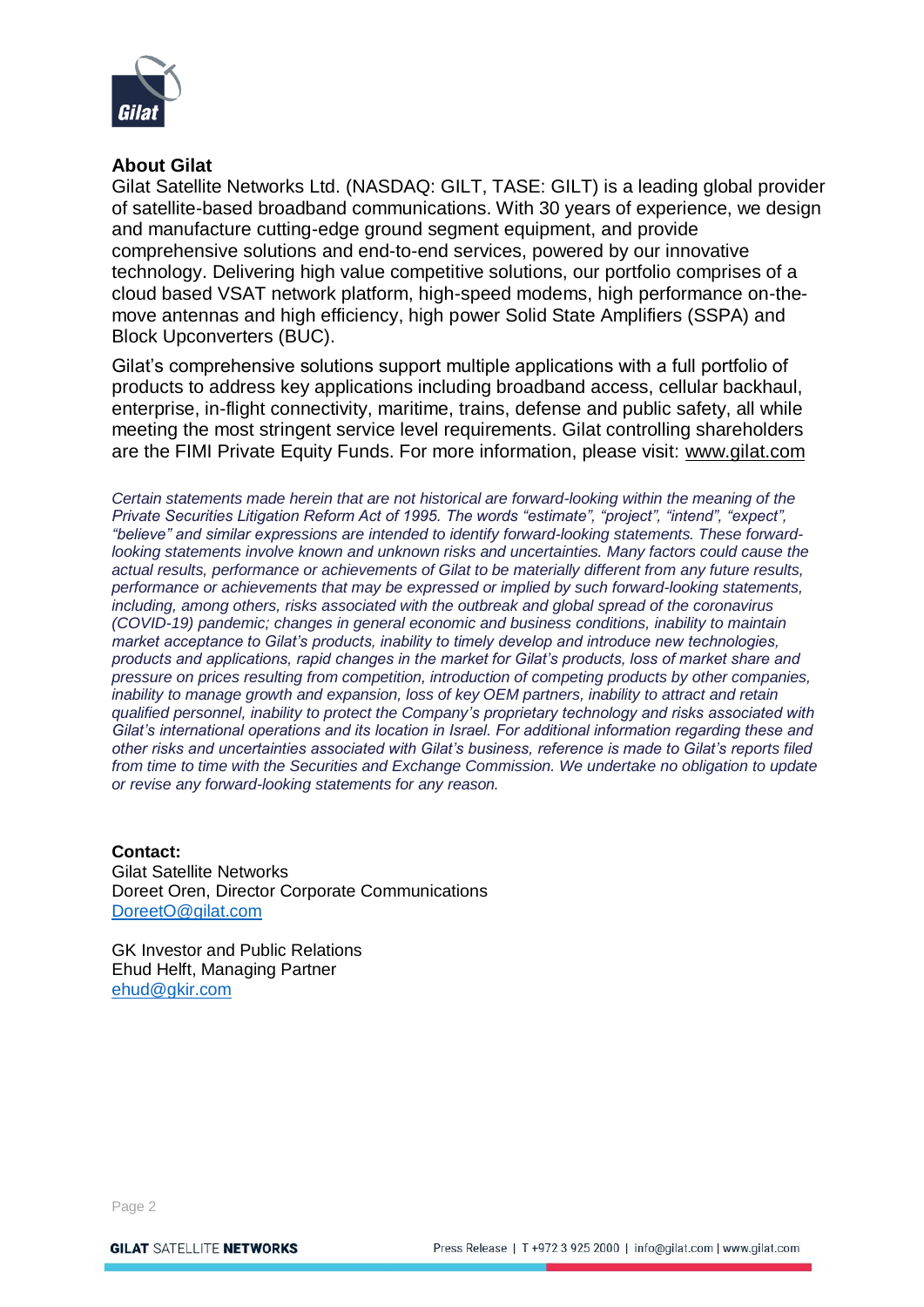## About Gilat

Gilat Satellite Networks Ltd. (NASDAQ: GILT, TASE: GILT) is a leading global provider of satellite-based broadband communications. With 30 years of experience, we design and manufacture cutting-edge ground segment equipment, and provide comprehensive solutions and end-to-end services, powered by our innovative technology. Delivering high value competitive solutions, our portfolio comprises of a cloud based VSAT network platform, high-speed modems, high performance on-the-move antennas and high efficiency, high power Solid State Amplifiers (SSPA) and Block Upconverters (BUC).

Gilat's comprehensive solutions support multiple applications with a full portfolio of products to address key applications including broadband access, cellular backhaul, enterprise, in-flight connectivity, maritime, trains, defense and public safety, all while meeting the most stringent service level requirements. Gilat controlling shareholders are the FIMI Private Equity Funds. For more information, please visit: www.gilat.com

*Certain statements made herein that are not historical are forward-looking within the meaning of the Private Securities Litigation Reform Act of 1995. The words "estimate", "project", "intend", "expect", "believe" and similar expressions are intended to identify forward-looking statements. These forward-looking statements involve known and unknown risks and uncertainties. Many factors could cause the actual results, performance or achievements of Gilat to be materially different from any future results, performance or achievements that may be expressed or implied by such forward-looking statements, including, among others, risks associated with the outbreak and global spread of the coronavirus (COVID-19) pandemic; changes in general economic and business conditions, inability to maintain market acceptance to Gilat's products, inability to timely develop and introduce new technologies, products and applications, rapid changes in the market for Gilat's products, loss of market share and pressure on prices resulting from competition, introduction of competing products by other companies, inability to manage growth and expansion, loss of key OEM partners, inability to attract and retain qualified personnel, inability to protect the Company's proprietary technology and risks associated with Gilat's international operations and its location in Israel. For additional information regarding these and other risks and uncertainties associated with Gilat's business, reference is made to Gilat's reports filed from time to time with the Securities and Exchange Commission. We undertake no obligation to update or revise any forward-looking statements for any reason.*

**Contact:**
Gilat Satellite Networks
Doreet Oren, Director Corporate Communications
DoreetO@gilat.com

GK Investor and Public Relations
Ehud Helft, Managing Partner
ehud@gkir.com